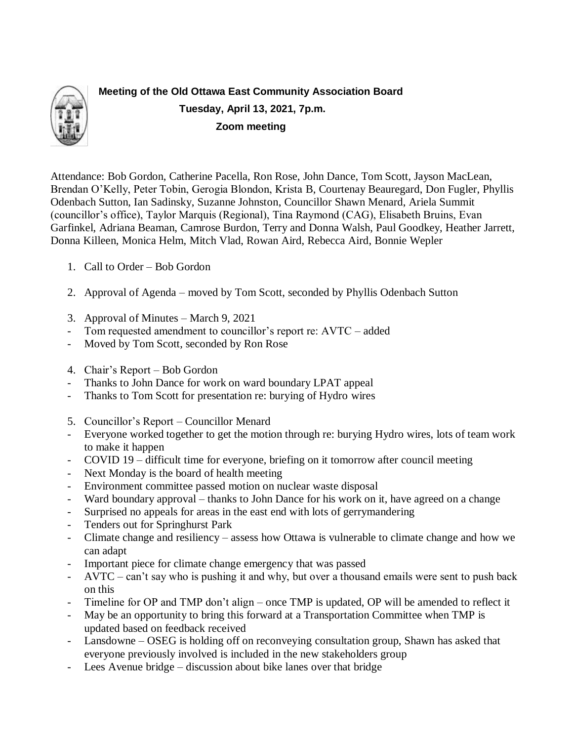**Meeting of the Old Ottawa East Community Association Board**

**Tuesday, April 13, 2021, 7p.m.**

**Zoom meeting**

Attendance: Bob Gordon, Catherine Pacella, Ron Rose, John Dance, Tom Scott, Jayson MacLean, Brendan O'Kelly, Peter Tobin, Gerogia Blondon, Krista B, Courtenay Beauregard, Don Fugler, Phyllis Odenbach Sutton, Ian Sadinsky, Suzanne Johnston, Councillor Shawn Menard, Ariela Summit (councillor's office), Taylor Marquis (Regional), Tina Raymond (CAG), Elisabeth Bruins, Evan Garfinkel, Adriana Beaman, Camrose Burdon, Terry and Donna Walsh, Paul Goodkey, Heather Jarrett, Donna Killeen, Monica Helm, Mitch Vlad, Rowan Aird, Rebecca Aird, Bonnie Wepler

1. Call to Order – Bob Gordon

2. Approval of Agenda – moved by Tom Scott, seconded by Phyllis Odenbach Sutton

3. Approval of Minutes – March 9, 2021
- Tom requested amendment to councillor's report re: AVTC – added
- Moved by Tom Scott, seconded by Ron Rose

4. Chair's Report – Bob Gordon
- Thanks to John Dance for work on ward boundary LPAT appeal
- Thanks to Tom Scott for presentation re: burying of Hydro wires

5. Councillor's Report – Councillor Menard
- Everyone worked together to get the motion through re: burying Hydro wires, lots of team work to make it happen
- COVID 19 – difficult time for everyone, briefing on it tomorrow after council meeting
- Next Monday is the board of health meeting
- Environment committee passed motion on nuclear waste disposal
- Ward boundary approval – thanks to John Dance for his work on it, have agreed on a change
- Surprised no appeals for areas in the east end with lots of gerrymandering
- Tenders out for Springhurst Park
- Climate change and resiliency – assess how Ottawa is vulnerable to climate change and how we can adapt
- Important piece for climate change emergency that was passed
- AVTC – can't say who is pushing it and why, but over a thousand emails were sent to push back on this
- Timeline for OP and TMP don't align – once TMP is updated, OP will be amended to reflect it
- May be an opportunity to bring this forward at a Transportation Committee when TMP is updated based on feedback received
- Lansdowne – OSEG is holding off on reconveying consultation group, Shawn has asked that everyone previously involved is included in the new stakeholders group
- Lees Avenue bridge – discussion about bike lanes over that bridge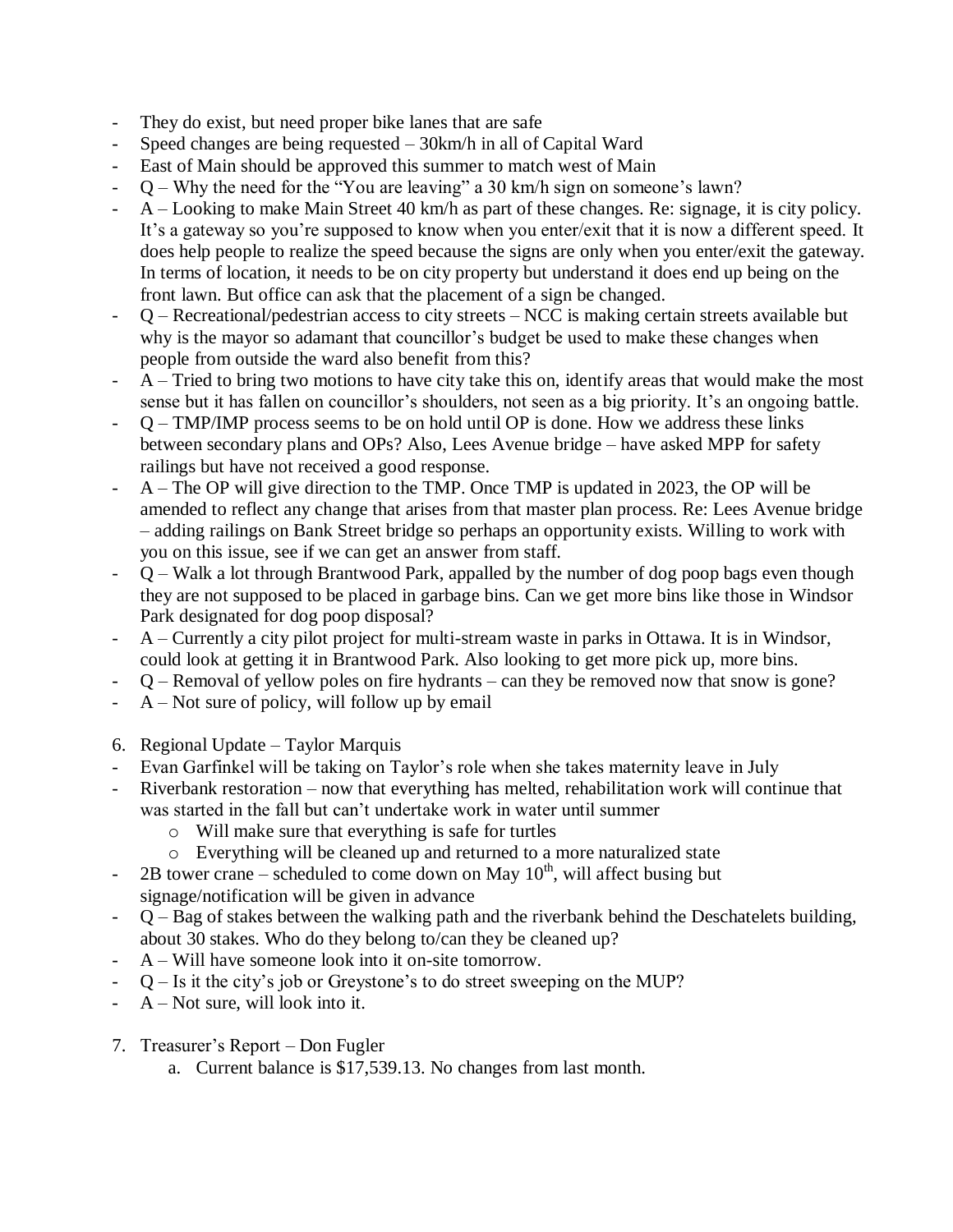- They do exist, but need proper bike lanes that are safe
- Speed changes are being requested – 30km/h in all of Capital Ward
- East of Main should be approved this summer to match west of Main
- Q – Why the need for the "You are leaving" a 30 km/h sign on someone's lawn?
- A – Looking to make Main Street 40 km/h as part of these changes. Re: signage, it is city policy. It's a gateway so you're supposed to know when you enter/exit that it is now a different speed. It does help people to realize the speed because the signs are only when you enter/exit the gateway. In terms of location, it needs to be on city property but understand it does end up being on the front lawn. But office can ask that the placement of a sign be changed.
- Q – Recreational/pedestrian access to city streets – NCC is making certain streets available but why is the mayor so adamant that councillor's budget be used to make these changes when people from outside the ward also benefit from this?
- A – Tried to bring two motions to have city take this on, identify areas that would make the most sense but it has fallen on councillor's shoulders, not seen as a big priority. It's an ongoing battle.
- Q – TMP/IMP process seems to be on hold until OP is done. How we address these links between secondary plans and OPs? Also, Lees Avenue bridge – have asked MPP for safety railings but have not received a good response.
- A – The OP will give direction to the TMP. Once TMP is updated in 2023, the OP will be amended to reflect any change that arises from that master plan process. Re: Lees Avenue bridge – adding railings on Bank Street bridge so perhaps an opportunity exists. Willing to work with you on this issue, see if we can get an answer from staff.
- Q – Walk a lot through Brantwood Park, appalled by the number of dog poop bags even though they are not supposed to be placed in garbage bins. Can we get more bins like those in Windsor Park designated for dog poop disposal?
- A – Currently a city pilot project for multi-stream waste in parks in Ottawa. It is in Windsor, could look at getting it in Brantwood Park. Also looking to get more pick up, more bins.
- Q – Removal of yellow poles on fire hydrants – can they be removed now that snow is gone?
- A – Not sure of policy, will follow up by email

6. Regional Update – Taylor Marquis

- Evan Garfinkel will be taking on Taylor's role when she takes maternity leave in July
- Riverbank restoration – now that everything has melted, rehabilitation work will continue that was started in the fall but can't undertake work in water until summer
  - Will make sure that everything is safe for turtles
  - Everything will be cleaned up and returned to a more naturalized state
- 2B tower crane – scheduled to come down on May 10th, will affect busing but signage/notification will be given in advance
- Q – Bag of stakes between the walking path and the riverbank behind the Deschatelets building, about 30 stakes. Who do they belong to/can they be cleaned up?
- A – Will have someone look into it on-site tomorrow.
- Q – Is it the city's job or Greystone's to do street sweeping on the MUP?
- A – Not sure, will look into it.

7. Treasurer's Report – Don Fugler
   a. Current balance is $17,539.13. No changes from last month.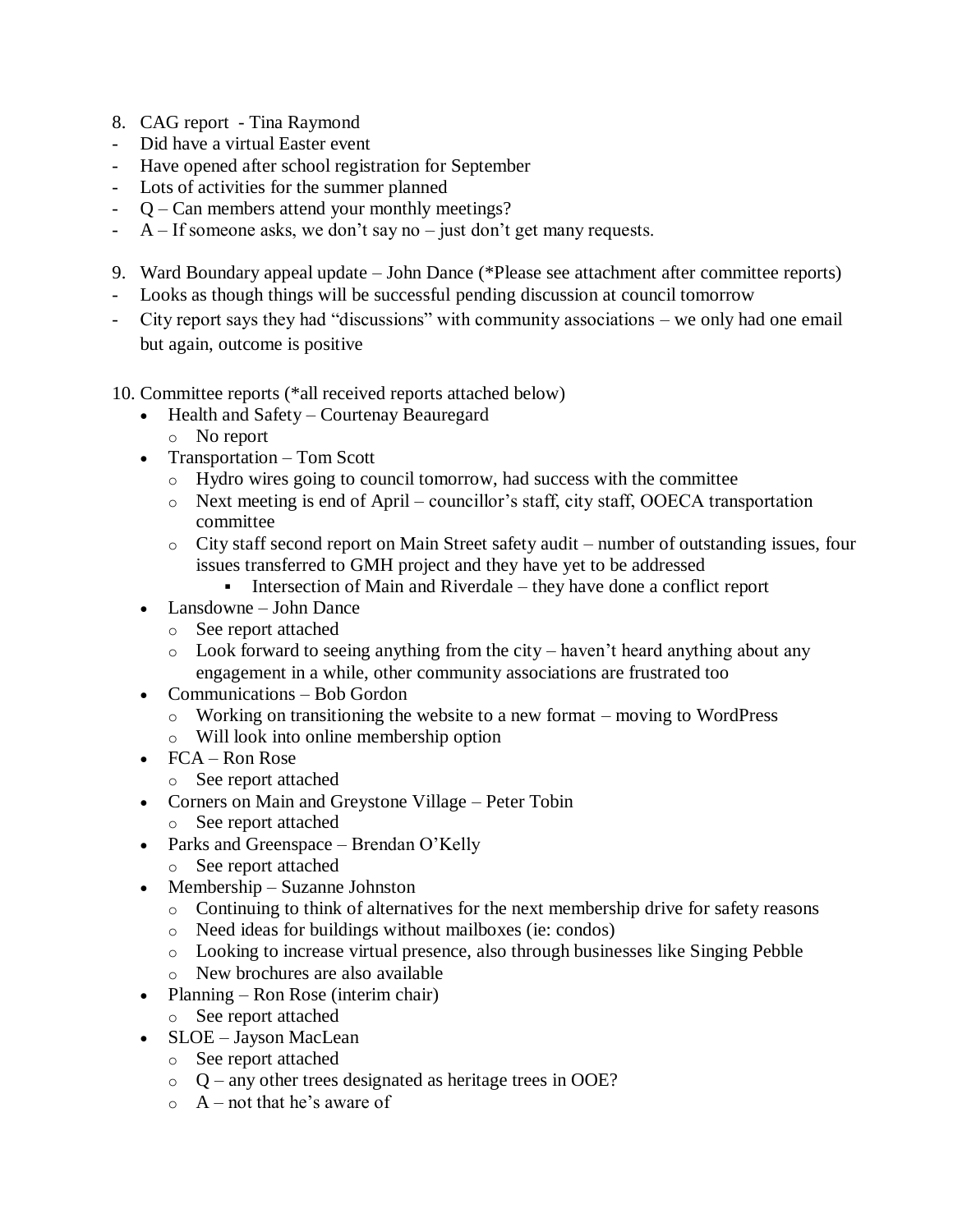8. CAG report - Tina Raymond
- Did have a virtual Easter event
- Have opened after school registration for September
- Lots of activities for the summer planned
- Q – Can members attend your monthly meetings?
- A – If someone asks, we don't say no – just don't get many requests.

9. Ward Boundary appeal update – John Dance (*Please see attachment after committee reports)
- Looks as though things will be successful pending discussion at council tomorrow
- City report says they had "discussions" with community associations – we only had one email but again, outcome is positive

10. Committee reports (*all received reports attached below)
   - Health and Safety – Courtenay Beauregard
     - No report
   - Transportation – Tom Scott
     - Hydro wires going to council tomorrow, had success with the committee
     - Next meeting is end of April – councillor's staff, city staff, OOECA transportation committee
     - City staff second report on Main Street safety audit – number of outstanding issues, four issues transferred to GMH project and they have yet to be addressed
       - Intersection of Main and Riverdale – they have done a conflict report
   - Lansdowne – John Dance
     - See report attached
     - Look forward to seeing anything from the city – haven't heard anything about any engagement in a while, other community associations are frustrated too
   - Communications – Bob Gordon
     - Working on transitioning the website to a new format – moving to WordPress
     - Will look into online membership option
   - FCA – Ron Rose
     - See report attached
   - Corners on Main and Greystone Village – Peter Tobin
     - See report attached
   - Parks and Greenspace – Brendan O'Kelly
     - See report attached
   - Membership – Suzanne Johnston
     - Continuing to think of alternatives for the next membership drive for safety reasons
     - Need ideas for buildings without mailboxes (ie: condos)
     - Looking to increase virtual presence, also through businesses like Singing Pebble
     - New brochures are also available
   - Planning – Ron Rose (interim chair)
     - See report attached
   - SLOE – Jayson MacLean
     - See report attached
     - Q – any other trees designated as heritage trees in OOE?
     - A – not that he's aware of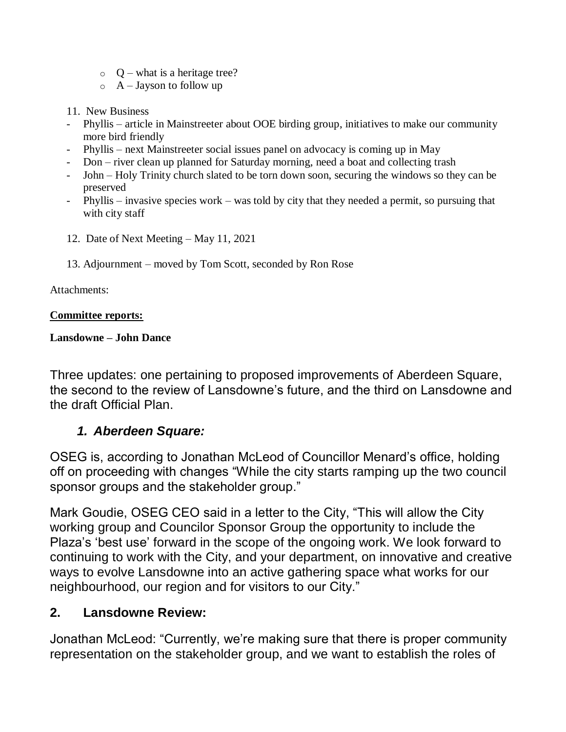- Q – what is a heritage tree?
  - A – Jayson to follow up

11. New Business

- Phyllis – article in Mainstreeter about OOE birding group, initiatives to make our community more bird friendly
- Phyllis – next Mainstreeter social issues panel on advocacy is coming up in May
- Don – river clean up planned for Saturday morning, need a boat and collecting trash
- John – Holy Trinity church slated to be torn down soon, securing the windows so they can be preserved
- Phyllis – invasive species work – was told by city that they needed a permit, so pursuing that with city staff

12. Date of Next Meeting – May 11, 2021

13. Adjournment – moved by Tom Scott, seconded by Ron Rose

Attachments:

**Committee reports:**

**Lansdowne – John Dance**

Three updates: one pertaining to proposed improvements of Aberdeen Square, the second to the review of Lansdowne's future, and the third on Lansdowne and the draft Official Plan.

### *1. Aberdeen Square:*

OSEG is, according to Jonathan McLeod of Councillor Menard's office, holding off on proceeding with changes "While the city starts ramping up the two council sponsor groups and the stakeholder group."

Mark Goudie, OSEG CEO said in a letter to the City, "This will allow the City working group and Councilor Sponsor Group the opportunity to include the Plaza's 'best use' forward in the scope of the ongoing work. We look forward to continuing to work with the City, and your department, on innovative and creative ways to evolve Lansdowne into an active gathering space what works for our neighbourhood, our region and for visitors to our City."

### **2. Lansdowne Review:**

Jonathan McLeod: "Currently, we're making sure that there is proper community representation on the stakeholder group, and we want to establish the roles of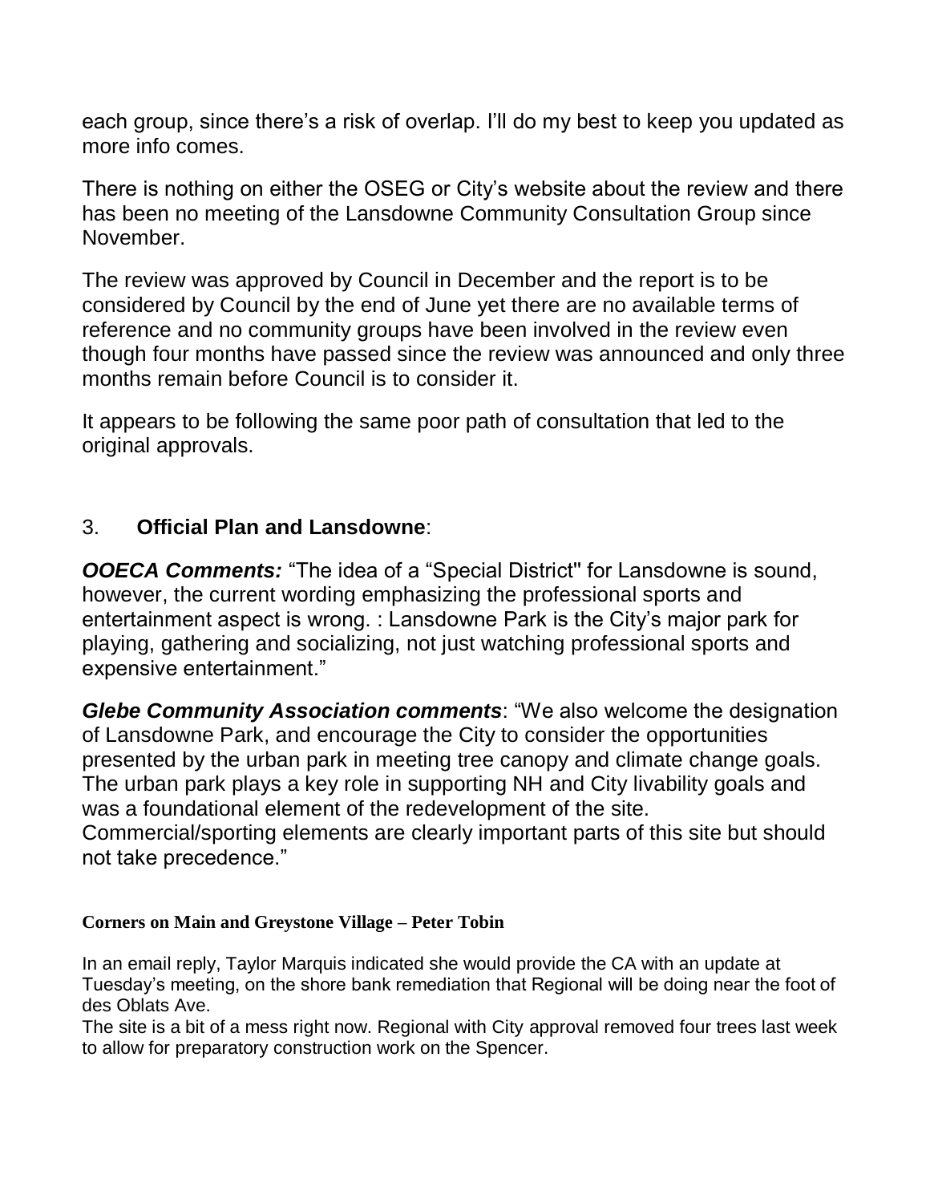each group, since there's a risk of overlap. I'll do my best to keep you updated as more info comes.

There is nothing on either the OSEG or City's website about the review and there has been no meeting of the Lansdowne Community Consultation Group since November.

The review was approved by Council in December and the report is to be considered by Council by the end of June yet there are no available terms of reference and no community groups have been involved in the review even though four months have passed since the review was announced and only three months remain before Council is to consider it.

It appears to be following the same poor path of consultation that led to the original approvals.

3. **Official Plan and Lansdowne**:

***OOECA Comments:*** "The idea of a "Special District" for Lansdowne is sound, however, the current wording emphasizing the professional sports and entertainment aspect is wrong. : Lansdowne Park is the City's major park for playing, gathering and socializing, not just watching professional sports and expensive entertainment."

***Glebe Community Association comments***: "We also welcome the designation of Lansdowne Park, and encourage the City to consider the opportunities presented by the urban park in meeting tree canopy and climate change goals. The urban park plays a key role in supporting NH and City livability goals and was a foundational element of the redevelopment of the site. Commercial/sporting elements are clearly important parts of this site but should not take precedence."

**Corners on Main and Greystone Village – Peter Tobin**

In an email reply, Taylor Marquis indicated she would provide the CA with an update at Tuesday's meeting, on the shore bank remediation that Regional will be doing near the foot of des Oblats Ave.

The site is a bit of a mess right now. Regional with City approval removed four trees last week to allow for preparatory construction work on the Spencer.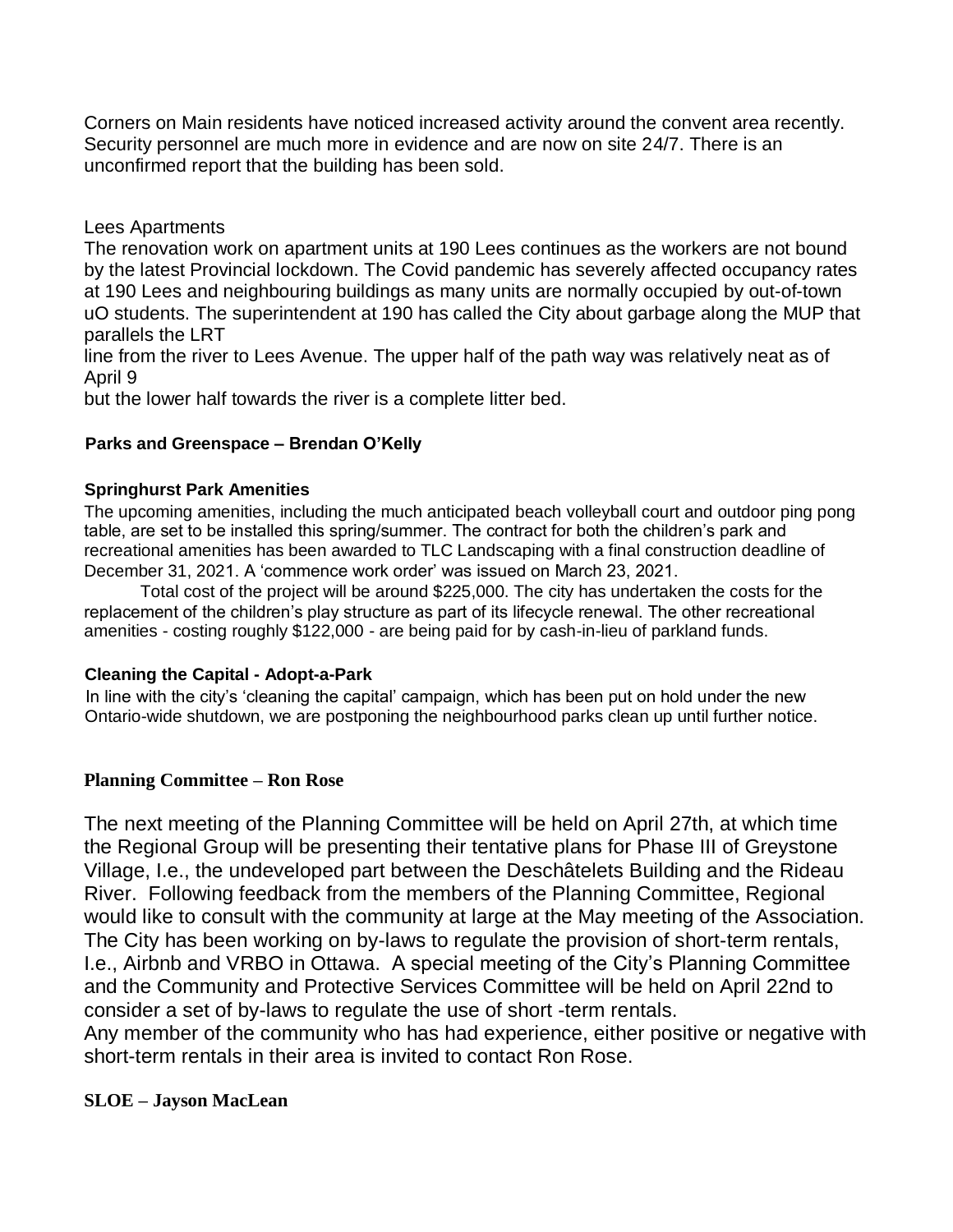Corners on Main residents have noticed increased activity around the convent area recently. Security personnel are much more in evidence and are now on site 24/7. There is an unconfirmed report that the building has been sold.

Lees Apartments

The renovation work on apartment units at 190 Lees continues as the workers are not bound by the latest Provincial lockdown. The Covid pandemic has severely affected occupancy rates at 190 Lees and neighbouring buildings as many units are normally occupied by out-of-town uO students. The superintendent at 190 has called the City about garbage along the MUP that parallels the LRT line from the river to Lees Avenue. The upper half of the path way was relatively neat as of April 9 but the lower half towards the river is a complete litter bed.

**Parks and Greenspace – Brendan O'Kelly**

**Springhurst Park Amenities**

The upcoming amenities, including the much anticipated beach volleyball court and outdoor ping pong table, are set to be installed this spring/summer. The contract for both the children's park and recreational amenities has been awarded to TLC Landscaping with a final construction deadline of December 31, 2021. A 'commence work order' was issued on March 23, 2021.

Total cost of the project will be around $225,000. The city has undertaken the costs for the replacement of the children's play structure as part of its lifecycle renewal. The other recreational amenities - costing roughly $122,000 - are being paid for by cash-in-lieu of parkland funds.

**Cleaning the Capital - Adopt-a-Park**

In line with the city's 'cleaning the capital' campaign, which has been put on hold under the new Ontario-wide shutdown, we are postponing the neighbourhood parks clean up until further notice.

**Planning Committee – Ron Rose**

The next meeting of the Planning Committee will be held on April 27th, at which time the Regional Group will be presenting their tentative plans for Phase III of Greystone Village, I.e., the undeveloped part between the Deschâtelets Building and the Rideau River. Following feedback from the members of the Planning Committee, Regional would like to consult with the community at large at the May meeting of the Association. The City has been working on by-laws to regulate the provision of short-term rentals, I.e., Airbnb and VRBO in Ottawa. A special meeting of the City's Planning Committee and the Community and Protective Services Committee will be held on April 22nd to consider a set of by-laws to regulate the use of short -term rentals.

Any member of the community who has had experience, either positive or negative with short-term rentals in their area is invited to contact Ron Rose.

**SLOE – Jayson MacLean**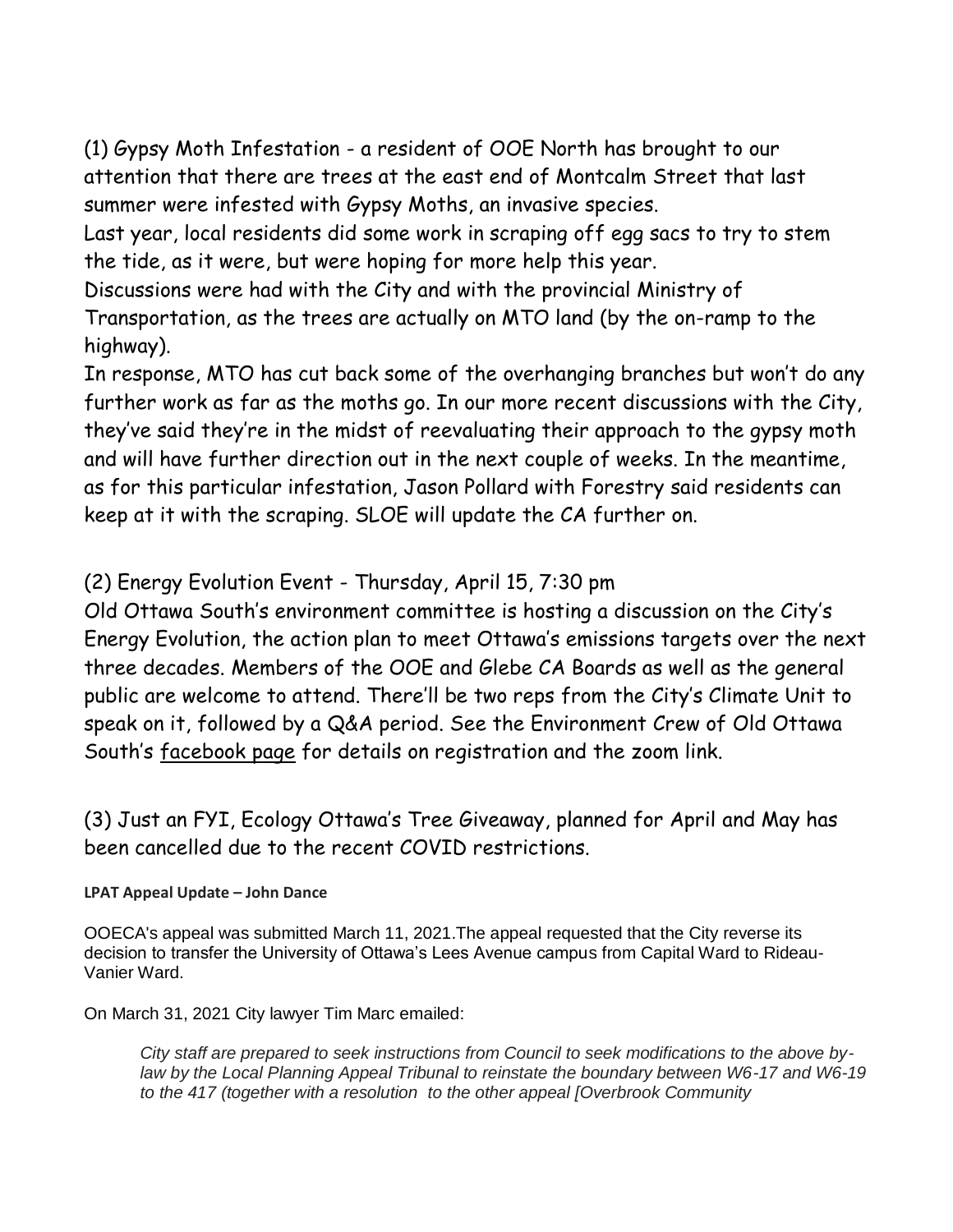(1) Gypsy Moth Infestation - a resident of OOE North has brought to our attention that there are trees at the east end of Montcalm Street that last summer were infested with Gypsy Moths, an invasive species.

Last year, local residents did some work in scraping off egg sacs to try to stem the tide, as it were, but were hoping for more help this year.

Discussions were had with the City and with the provincial Ministry of Transportation, as the trees are actually on MTO land (by the on-ramp to the highway).

In response, MTO has cut back some of the overhanging branches but won't do any further work as far as the moths go. In our more recent discussions with the City, they've said they're in the midst of reevaluating their approach to the gypsy moth and will have further direction out in the next couple of weeks. In the meantime, as for this particular infestation, Jason Pollard with Forestry said residents can keep at it with the scraping. SLOE will update the CA further on.

(2) Energy Evolution Event - Thursday, April 15, 7:30 pm

Old Ottawa South's environment committee is hosting a discussion on the City's Energy Evolution, the action plan to meet Ottawa's emissions targets over the next three decades. Members of the OOE and Glebe CA Boards as well as the general public are welcome to attend. There'll be two reps from the City's Climate Unit to speak on it, followed by a Q&A period. See the Environment Crew of Old Ottawa South's facebook page for details on registration and the zoom link.

(3) Just an FYI, Ecology Ottawa's Tree Giveaway, planned for April and May has been cancelled due to the recent COVID restrictions.

**LPAT Appeal Update – John Dance**

OOECA's appeal was submitted March 11, 2021.The appeal requested that the City reverse its decision to transfer the University of Ottawa's Lees Avenue campus from Capital Ward to Rideau-Vanier Ward.

On March 31, 2021 City lawyer Tim Marc emailed:

> *City staff are prepared to seek instructions from Council to seek modifications to the above by-law by the Local Planning Appeal Tribunal to reinstate the boundary between W6-17 and W6-19 to the 417 (together with a resolution to the other appeal [Overbrook Community*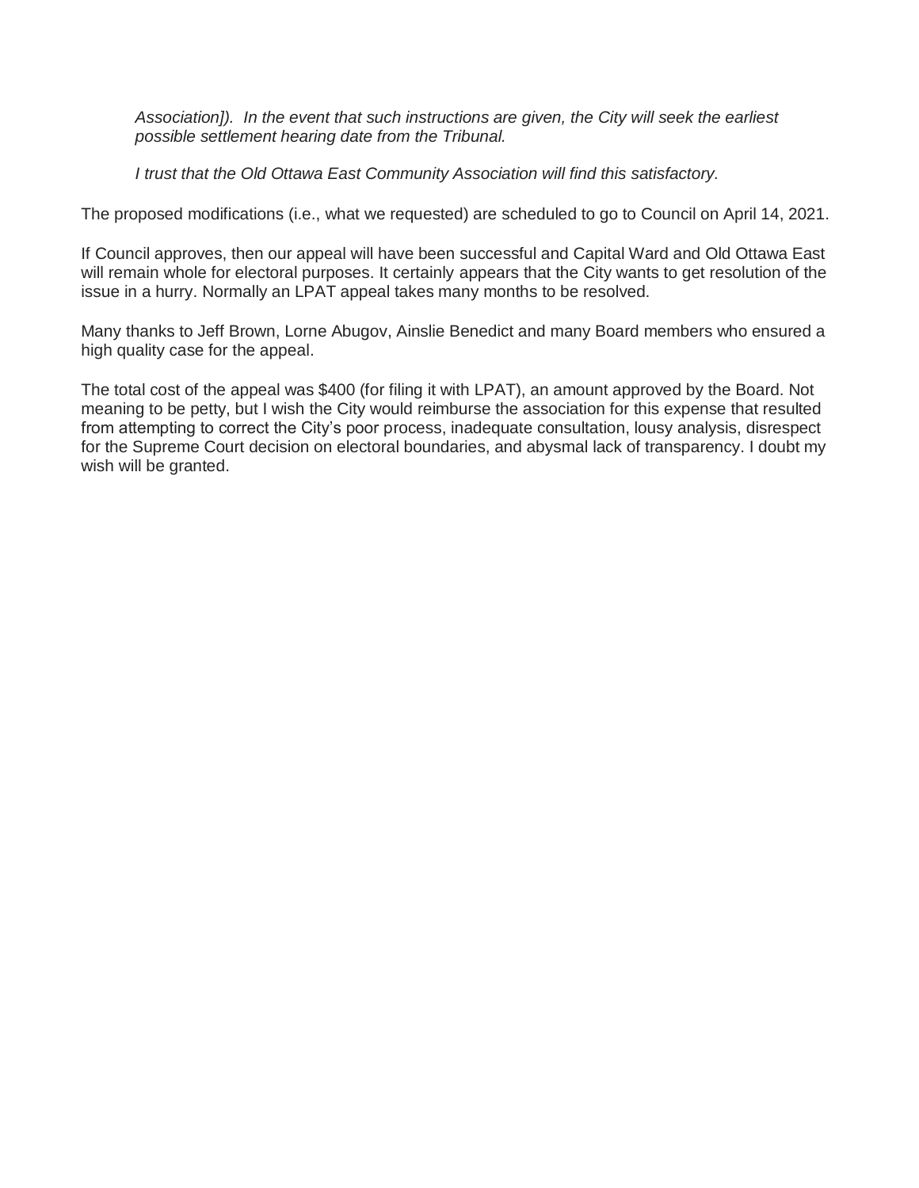*Association]). In the event that such instructions are given, the City will seek the earliest possible settlement hearing date from the Tribunal.*

*I trust that the Old Ottawa East Community Association will find this satisfactory.*

The proposed modifications (i.e., what we requested) are scheduled to go to Council on April 14, 2021.

If Council approves, then our appeal will have been successful and Capital Ward and Old Ottawa East will remain whole for electoral purposes. It certainly appears that the City wants to get resolution of the issue in a hurry. Normally an LPAT appeal takes many months to be resolved.

Many thanks to Jeff Brown, Lorne Abugov, Ainslie Benedict and many Board members who ensured a high quality case for the appeal.

The total cost of the appeal was $400 (for filing it with LPAT), an amount approved by the Board. Not meaning to be petty, but I wish the City would reimburse the association for this expense that resulted from attempting to correct the City's poor process, inadequate consultation, lousy analysis, disrespect for the Supreme Court decision on electoral boundaries, and abysmal lack of transparency. I doubt my wish will be granted.